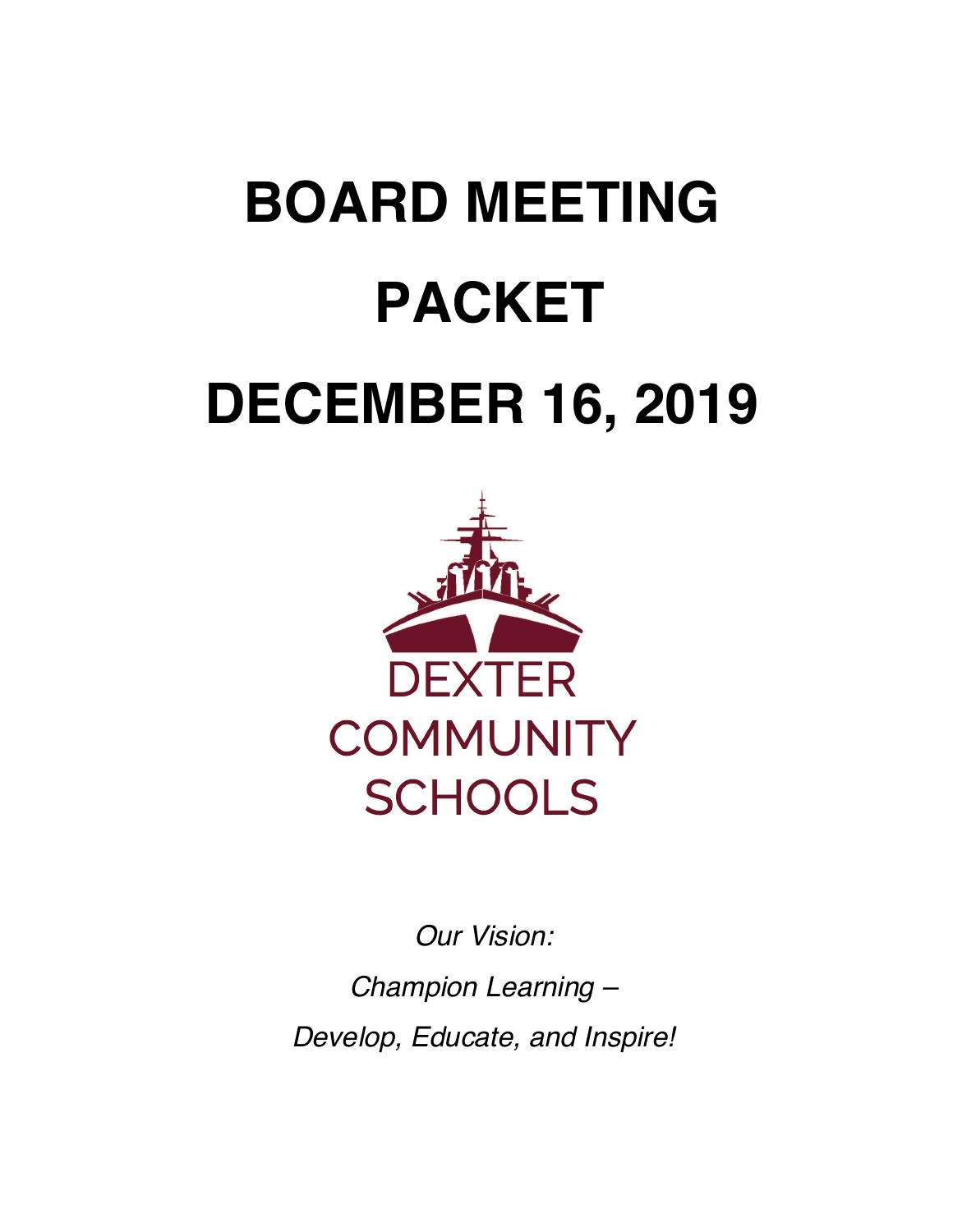# BOARD MEETING PACKET

# DECEMBER 16, 2019

DEXTER COMMUNITY SCHOOLS

*Our Vision:*

*Champion Learning –*

*Develop, Educate, and Inspire!*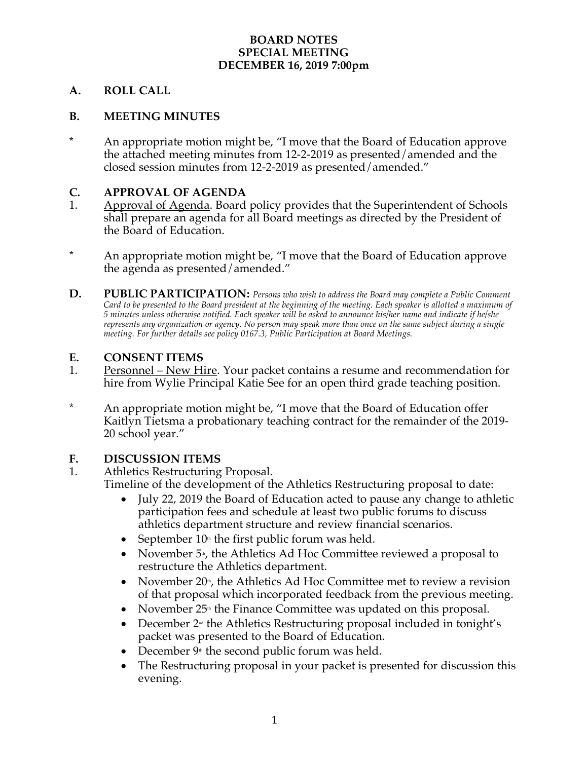**BOARD NOTES**
**SPECIAL MEETING**
**DECEMBER 16, 2019 7:00pm**

## A. ROLL CALL

## B. MEETING MINUTES

\* An appropriate motion might be, "I move that the Board of Education approve the attached meeting minutes from 12-2-2019 as presented/amended and the closed session minutes from 12-2-2019 as presented/amended."

## C. APPROVAL OF AGENDA

1. Approval of Agenda. Board policy provides that the Superintendent of Schools shall prepare an agenda for all Board meetings as directed by the President of the Board of Education.

\* An appropriate motion might be, "I move that the Board of Education approve the agenda as presented/amended."

## D. PUBLIC PARTICIPATION:

*Persons who wish to address the Board may complete a Public Comment Card to be presented to the Board president at the beginning of the meeting. Each speaker is allotted a maximum of 5 minutes unless otherwise notified. Each speaker will be asked to announce his/her name and indicate if he/she represents any organization or agency. No person may speak more than once on the same subject during a single meeting. For further details see policy 0167.3, Public Participation at Board Meetings.*

## E. CONSENT ITEMS

1. Personnel – New Hire. Your packet contains a resume and recommendation for hire from Wylie Principal Katie See for an open third grade teaching position.

\* An appropriate motion might be, "I move that the Board of Education offer Kaitlyn Tietsma a probationary teaching contract for the remainder of the 2019-20 school year."

## F. DISCUSSION ITEMS

1. Athletics Restructuring Proposal.
   Timeline of the development of the Athletics Restructuring proposal to date:
   - July 22, 2019 the Board of Education acted to pause any change to athletic participation fees and schedule at least two public forums to discuss athletics department structure and review financial scenarios.
   - September 10th the first public forum was held.
   - November 5th, the Athletics Ad Hoc Committee reviewed a proposal to restructure the Athletics department.
   - November 20th, the Athletics Ad Hoc Committee met to review a revision of that proposal which incorporated feedback from the previous meeting.
   - November 25th the Finance Committee was updated on this proposal.
   - December 2nd the Athletics Restructuring proposal included in tonight's packet was presented to the Board of Education.
   - December 9th the second public forum was held.
   - The Restructuring proposal in your packet is presented for discussion this evening.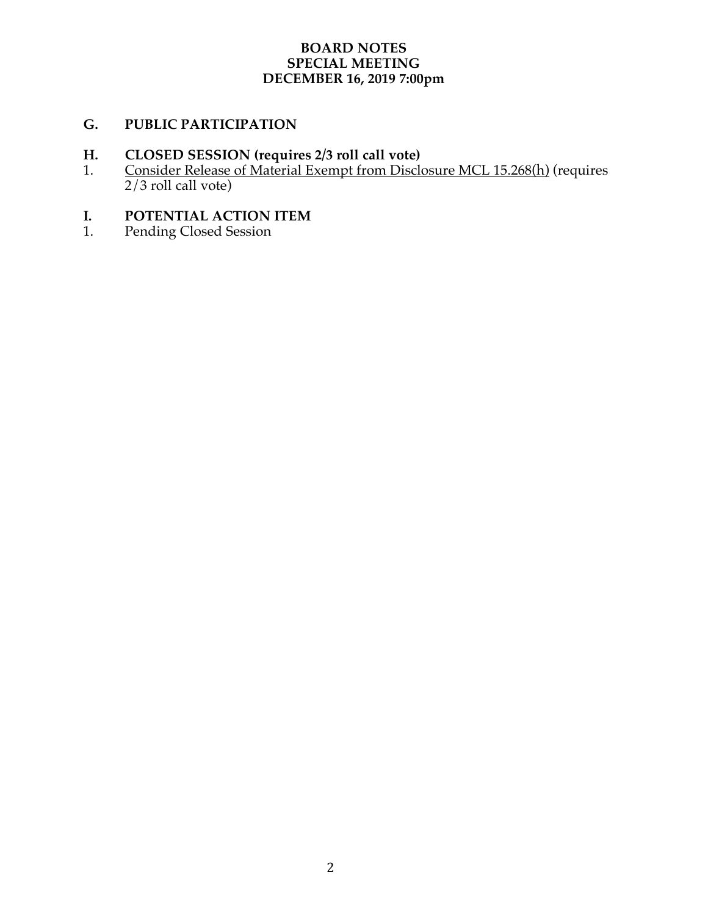**BOARD NOTES**
**SPECIAL MEETING**
**DECEMBER 16, 2019 7:00pm**

## G. PUBLIC PARTICIPATION

## H. CLOSED SESSION (requires 2/3 roll call vote)

1. <u>Consider Release of Material Exempt from Disclosure MCL 15.268(h)</u> (requires 2/3 roll call vote)

## I. POTENTIAL ACTION ITEM

1. Pending Closed Session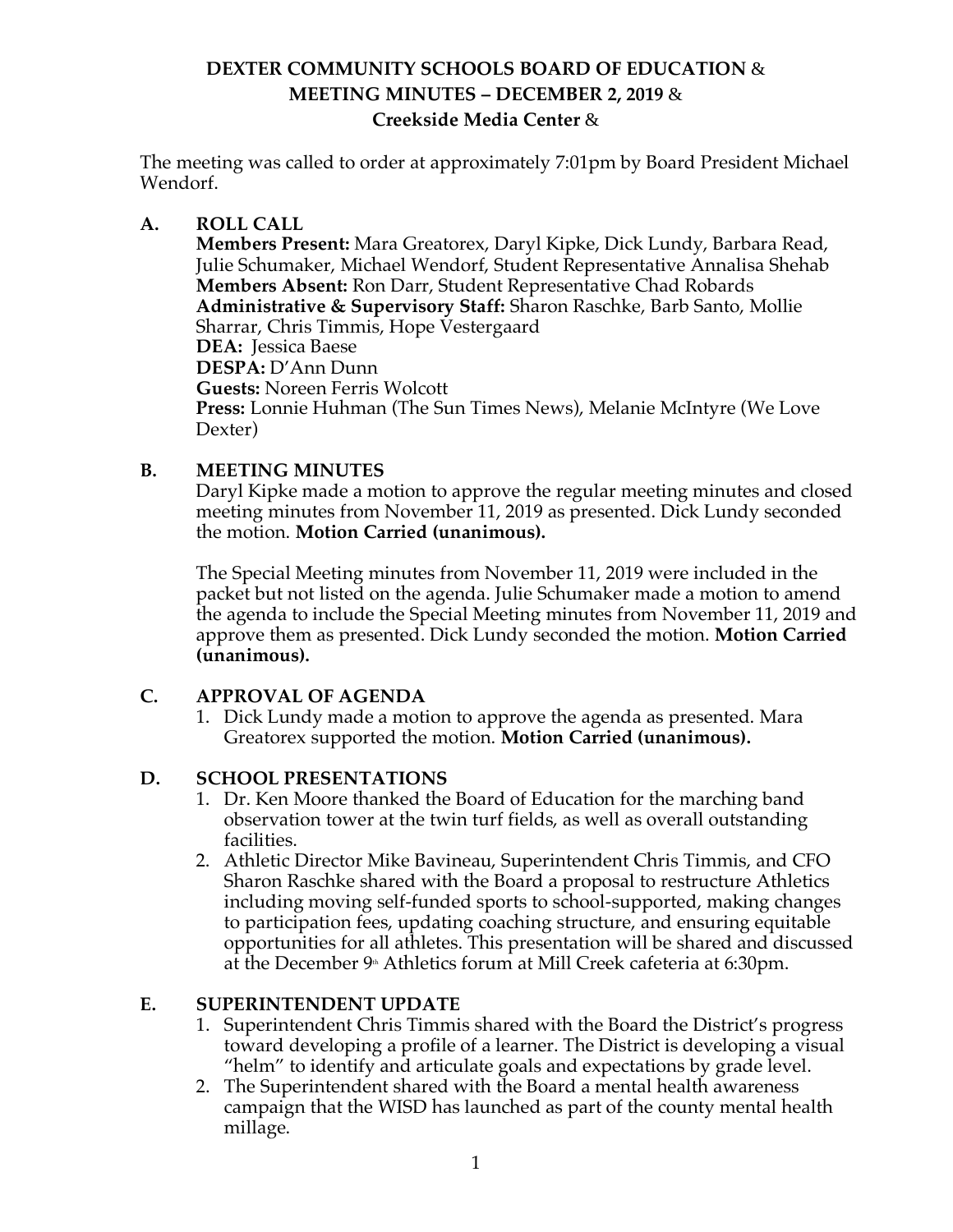**DEXTER COMMUNITY SCHOOLS BOARD OF EDUCATION &**
**MEETING MINUTES – DECEMBER 2, 2019 &**
**Creekside Media Center &**

The meeting was called to order at approximately 7:01pm by Board President Michael Wendorf.

## A. ROLL CALL

**Members Present:** Mara Greatorex, Daryl Kipke, Dick Lundy, Barbara Read, Julie Schumaker, Michael Wendorf, Student Representative Annalisa Shehab
**Members Absent:** Ron Darr, Student Representative Chad Robards
**Administrative & Supervisory Staff:** Sharon Raschke, Barb Santo, Mollie Sharrar, Chris Timmis, Hope Vestergaard
**DEA:** Jessica Baese
**DESPA:** D'Ann Dunn
**Guests:** Noreen Ferris Wolcott
**Press:** Lonnie Huhman (The Sun Times News), Melanie McIntyre (We Love Dexter)

## B. MEETING MINUTES

Daryl Kipke made a motion to approve the regular meeting minutes and closed meeting minutes from November 11, 2019 as presented. Dick Lundy seconded the motion. **Motion Carried (unanimous).**

The Special Meeting minutes from November 11, 2019 were included in the packet but not listed on the agenda. Julie Schumaker made a motion to amend the agenda to include the Special Meeting minutes from November 11, 2019 and approve them as presented. Dick Lundy seconded the motion. **Motion Carried (unanimous).**

## C. APPROVAL OF AGENDA

1. Dick Lundy made a motion to approve the agenda as presented. Mara Greatorex supported the motion. **Motion Carried (unanimous).**

## D. SCHOOL PRESENTATIONS

1. Dr. Ken Moore thanked the Board of Education for the marching band observation tower at the twin turf fields, as well as overall outstanding facilities.
2. Athletic Director Mike Bavineau, Superintendent Chris Timmis, and CFO Sharon Raschke shared with the Board a proposal to restructure Athletics including moving self-funded sports to school-supported, making changes to participation fees, updating coaching structure, and ensuring equitable opportunities for all athletes. This presentation will be shared and discussed at the December 9th Athletics forum at Mill Creek cafeteria at 6:30pm.

## E. SUPERINTENDENT UPDATE

1. Superintendent Chris Timmis shared with the Board the District's progress toward developing a profile of a learner. The District is developing a visual "helm" to identify and articulate goals and expectations by grade level.
2. The Superintendent shared with the Board a mental health awareness campaign that the WISD has launched as part of the county mental health millage.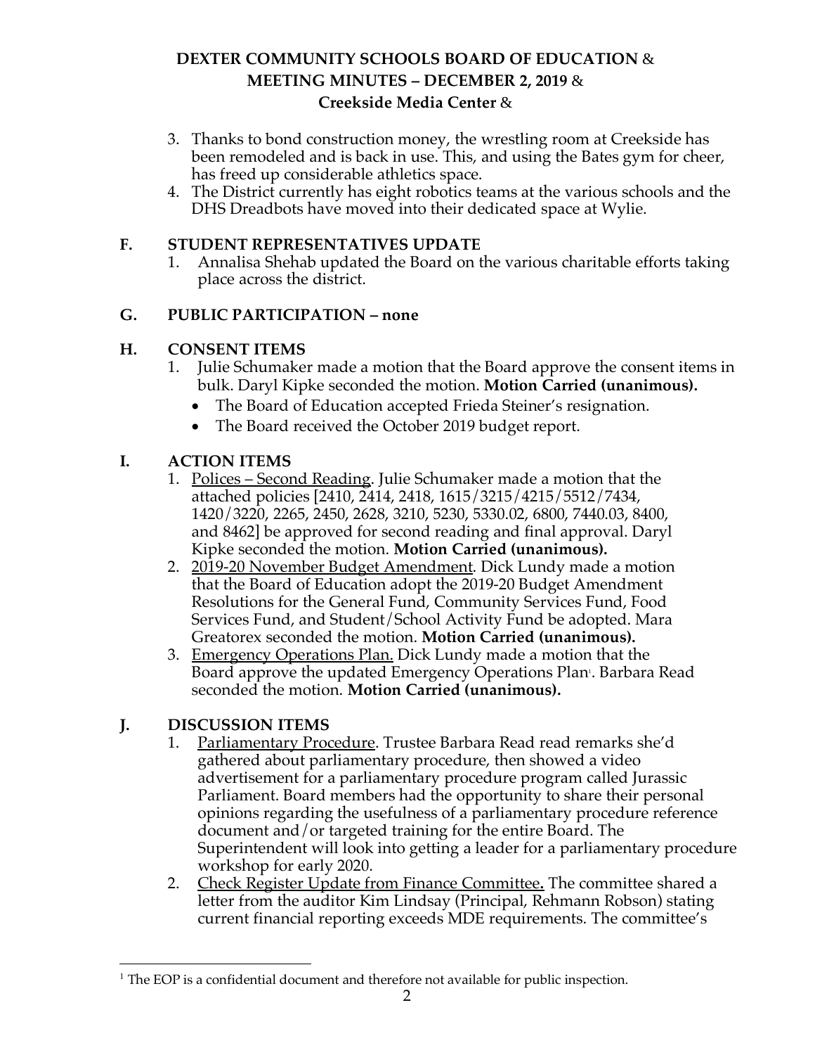3. Thanks to bond construction money, the wrestling room at Creekside has been remodeled and is back in use. This, and using the Bates gym for cheer, has freed up considerable athletics space.
4. The District currently has eight robotics teams at the various schools and the DHS Dreadbots have moved into their dedicated space at Wylie.

## F. STUDENT REPRESENTATIVES UPDATE

1. Annalisa Shehab updated the Board on the various charitable efforts taking place across the district.

## G. PUBLIC PARTICIPATION – none

## H. CONSENT ITEMS

1. Julie Schumaker made a motion that the Board approve the consent items in bulk. Daryl Kipke seconded the motion. **Motion Carried (unanimous).**
   - The Board of Education accepted Frieda Steiner's resignation.
   - The Board received the October 2019 budget report.

## I. ACTION ITEMS

1. Polices – Second Reading. Julie Schumaker made a motion that the attached policies [2410, 2414, 2418, 1615/3215/4215/5512/7434, 1420/3220, 2265, 2450, 2628, 3210, 5230, 5330.02, 6800, 7440.03, 8400, and 8462] be approved for second reading and final approval. Daryl Kipke seconded the motion. **Motion Carried (unanimous).**
2. 2019-20 November Budget Amendment. Dick Lundy made a motion that the Board of Education adopt the 2019-20 Budget Amendment Resolutions for the General Fund, Community Services Fund, Food Services Fund, and Student/School Activity Fund be adopted. Mara Greatorex seconded the motion. **Motion Carried (unanimous).**
3. Emergency Operations Plan. Dick Lundy made a motion that the Board approve the updated Emergency Operations Plan[1]. Barbara Read seconded the motion. **Motion Carried (unanimous).**

## J. DISCUSSION ITEMS

1. Parliamentary Procedure. Trustee Barbara Read read remarks she'd gathered about parliamentary procedure, then showed a video advertisement for a parliamentary procedure program called Jurassic Parliament. Board members had the opportunity to share their personal opinions regarding the usefulness of a parliamentary procedure reference document and/or targeted training for the entire Board. The Superintendent will look into getting a leader for a parliamentary procedure workshop for early 2020.
2. Check Register Update from Finance Committee. The committee shared a letter from the auditor Kim Lindsay (Principal, Rehmann Robson) stating current financial reporting exceeds MDE requirements. The committee's

[1] The EOP is a confidential document and therefore not available for public inspection.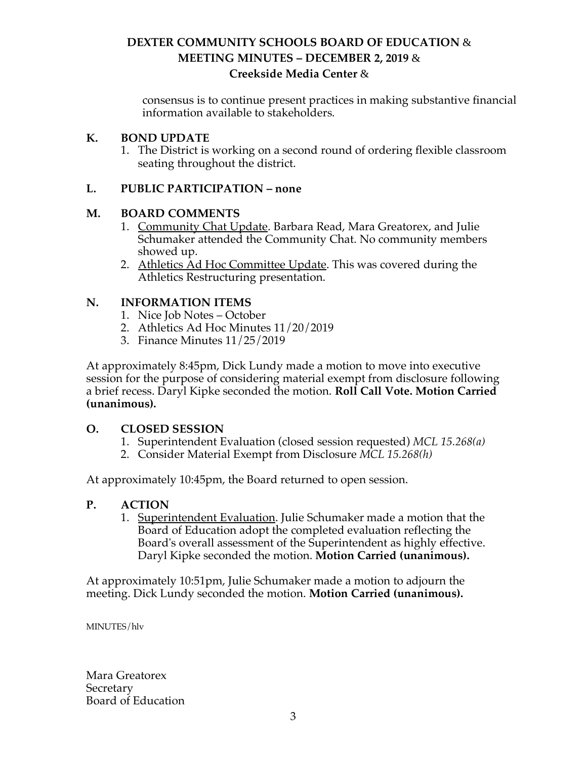consensus is to continue present practices in making substantive financial information available to stakeholders.

## K. BOND UPDATE

1. The District is working on a second round of ordering flexible classroom seating throughout the district.

## L. PUBLIC PARTICIPATION – none

## M. BOARD COMMENTS

1. Community Chat Update. Barbara Read, Mara Greatorex, and Julie Schumaker attended the Community Chat. No community members showed up.
2. Athletics Ad Hoc Committee Update. This was covered during the Athletics Restructuring presentation.

## N. INFORMATION ITEMS

1. Nice Job Notes – October
2. Athletics Ad Hoc Minutes 11/20/2019
3. Finance Minutes 11/25/2019

At approximately 8:45pm, Dick Lundy made a motion to move into executive session for the purpose of considering material exempt from disclosure following a brief recess. Daryl Kipke seconded the motion. **Roll Call Vote. Motion Carried (unanimous).**

## O. CLOSED SESSION

1. Superintendent Evaluation (closed session requested) *MCL 15.268(a)*
2. Consider Material Exempt from Disclosure *MCL 15.268(h)*

At approximately 10:45pm, the Board returned to open session.

## P. ACTION

1. Superintendent Evaluation. Julie Schumaker made a motion that the Board of Education adopt the completed evaluation reflecting the Board's overall assessment of the Superintendent as highly effective. Daryl Kipke seconded the motion. **Motion Carried (unanimous).**

At approximately 10:51pm, Julie Schumaker made a motion to adjourn the meeting. Dick Lundy seconded the motion. **Motion Carried (unanimous).**

MINUTES/hlv

Mara Greatorex
Secretary
Board of Education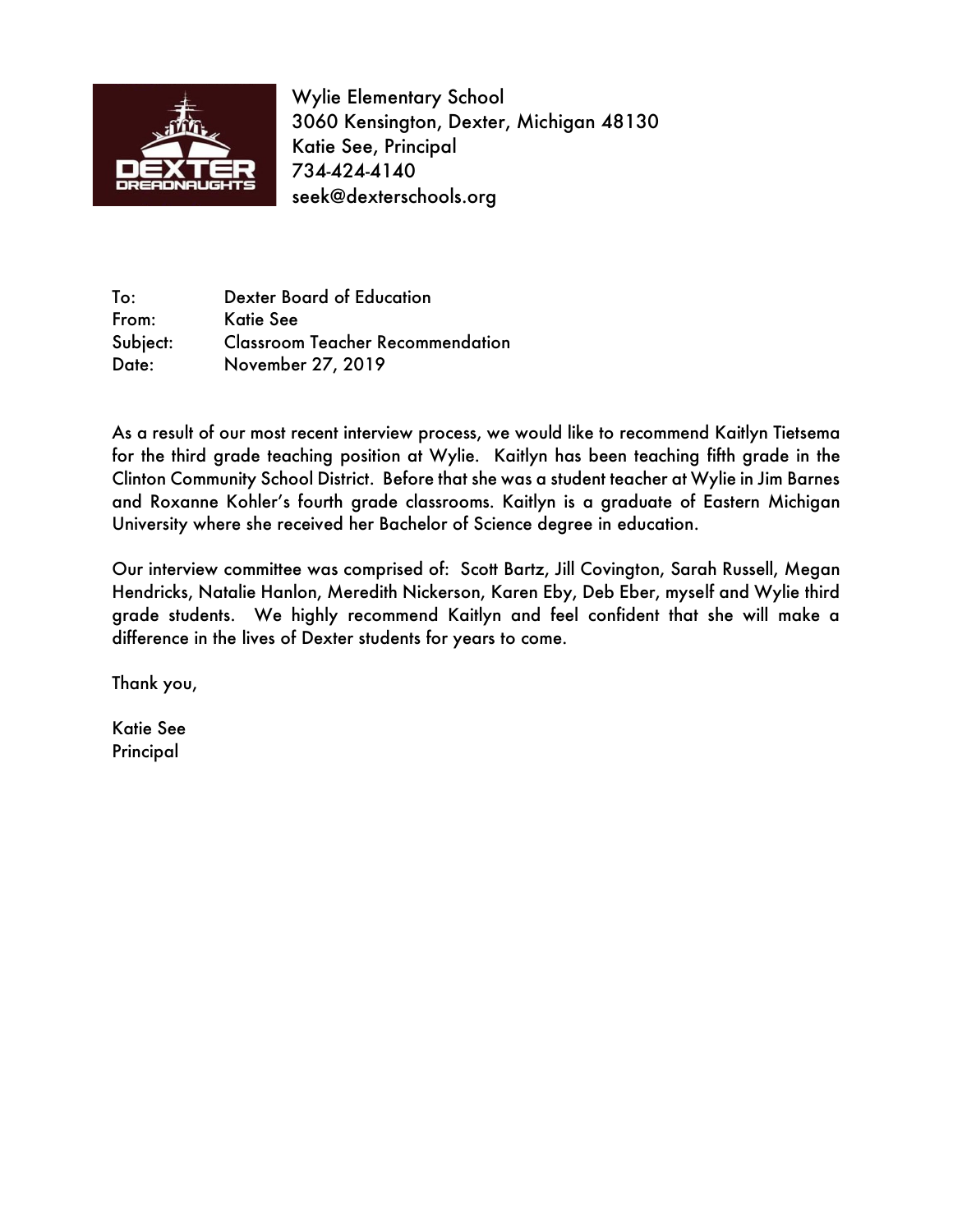Wylie Elementary School
3060 Kensington, Dexter, Michigan 48130
Katie See, Principal
734-424-4140
seek@dexterschools.org

To: Dexter Board of Education
From: Katie See
Subject: Classroom Teacher Recommendation
Date: November 27, 2019

As a result of our most recent interview process, we would like to recommend Kaitlyn Tietsema for the third grade teaching position at Wylie. Kaitlyn has been teaching fifth grade in the Clinton Community School District. Before that she was a student teacher at Wylie in Jim Barnes and Roxanne Kohler's fourth grade classrooms. Kaitlyn is a graduate of Eastern Michigan University where she received her Bachelor of Science degree in education.

Our interview committee was comprised of: Scott Bartz, Jill Covington, Sarah Russell, Megan Hendricks, Natalie Hanlon, Meredith Nickerson, Karen Eby, Deb Eber, myself and Wylie third grade students. We highly recommend Kaitlyn and feel confident that she will make a difference in the lives of Dexter students for years to come.

Thank you,

Katie See
Principal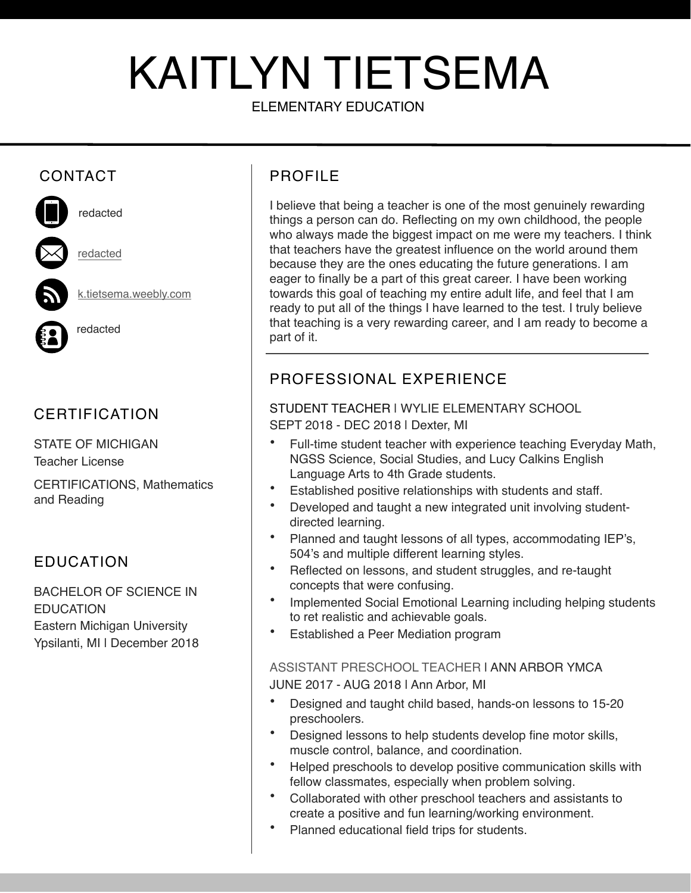# KAITLYN TIETSEMA

ELEMENTARY EDUCATION

## CONTACT

redacted

redacted

k.tietsema.weebly.com

redacted

## CERTIFICATION

STATE OF MICHIGAN
Teacher License

CERTIFICATIONS, Mathematics and Reading

## EDUCATION

BACHELOR OF SCIENCE IN EDUCATION
Eastern Michigan University
Ypsilanti, MI | December 2018

## PROFILE

I believe that being a teacher is one of the most genuinely rewarding things a person can do. Reflecting on my own childhood, the people who always made the biggest impact on me were my teachers. I think that teachers have the greatest influence on the world around them because they are the ones educating the future generations. I am eager to finally be a part of this great career. I have been working towards this goal of teaching my entire adult life, and feel that I am ready to put all of the things I have learned to the test. I truly believe that teaching is a very rewarding career, and I am ready to become a part of it.

## PROFESSIONAL EXPERIENCE

STUDENT TEACHER | WYLIE ELEMENTARY SCHOOL
SEPT 2018 - DEC 2018 | Dexter, MI

- Full-time student teacher with experience teaching Everyday Math, NGSS Science, Social Studies, and Lucy Calkins English Language Arts to 4th Grade students.
- Established positive relationships with students and staff.
- Developed and taught a new integrated unit involving student-directed learning.
- Planned and taught lessons of all types, accommodating IEP's, 504's and multiple different learning styles.
- Reflected on lessons, and student struggles, and re-taught concepts that were confusing.
- Implemented Social Emotional Learning including helping students to ret realistic and achievable goals.
- Established a Peer Mediation program

ASSISTANT PRESCHOOL TEACHER | ANN ARBOR YMCA
JUNE 2017 - AUG 2018 | Ann Arbor, MI

- Designed and taught child based, hands-on lessons to 15-20 preschoolers.
- Designed lessons to help students develop fine motor skills, muscle control, balance, and coordination.
- Helped preschools to develop positive communication skills with fellow classmates, especially when problem solving.
- Collaborated with other preschool teachers and assistants to create a positive and fun learning/working environment.
- Planned educational field trips for students.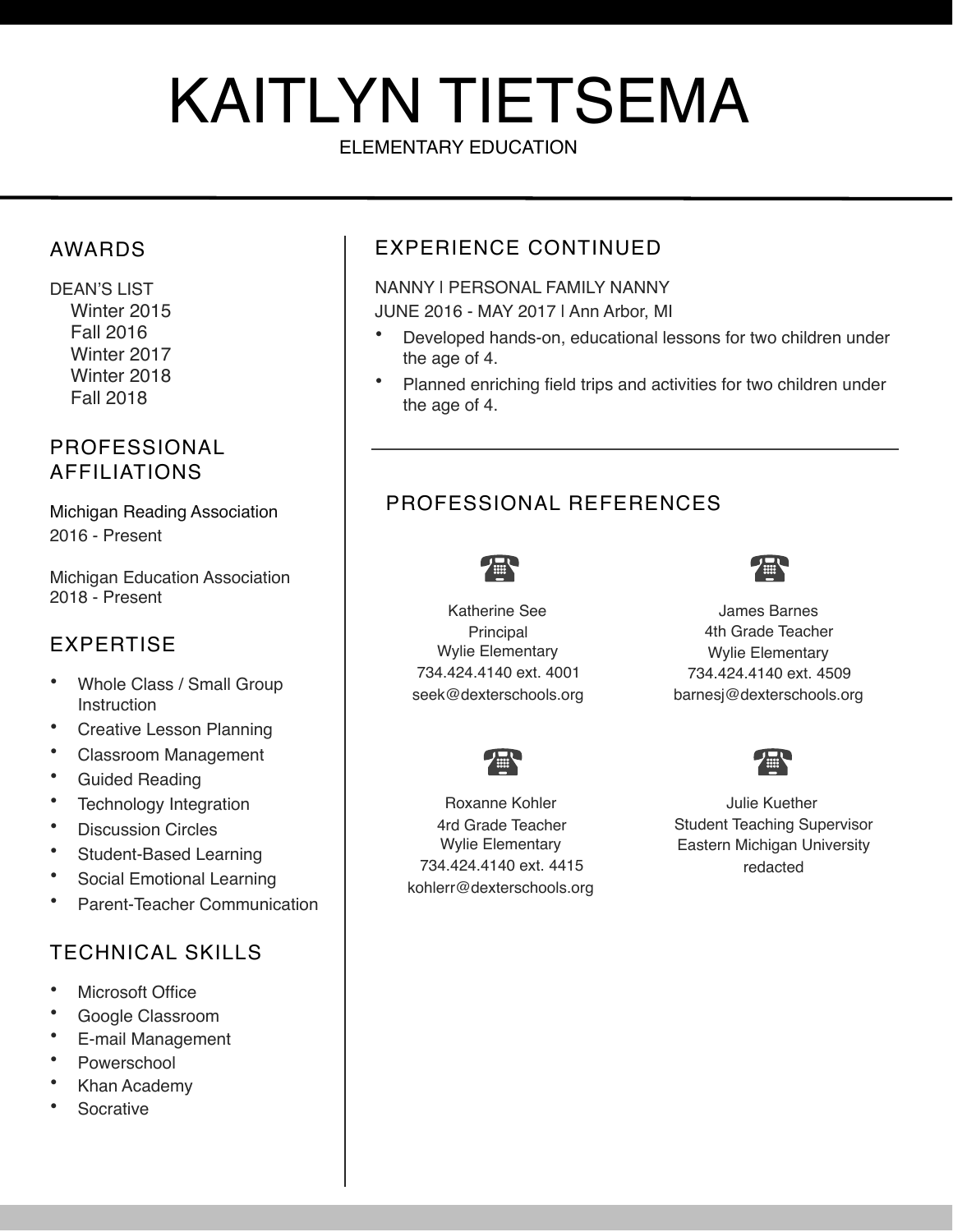# KAITLYN TIETSEMA

ELEMENTARY EDUCATION

## AWARDS

DEAN'S LIST
- Winter 2015
- Fall 2016
- Winter 2017
- Winter 2018
- Fall 2018

## PROFESSIONAL AFFILIATIONS

Michigan Reading Association
2016 - Present

Michigan Education Association
2018 - Present

## EXPERTISE

- Whole Class / Small Group Instruction
- Creative Lesson Planning
- Classroom Management
- Guided Reading
- Technology Integration
- Discussion Circles
- Student-Based Learning
- Social Emotional Learning
- Parent-Teacher Communication

## TECHNICAL SKILLS

- Microsoft Office
- Google Classroom
- E-mail Management
- Powerschool
- Khan Academy
- Socrative

## EXPERIENCE CONTINUED

NANNY | PERSONAL FAMILY NANNY
JUNE 2016 - MAY 2017 | Ann Arbor, MI

- Developed hands-on, educational lessons for two children under the age of 4.
- Planned enriching field trips and activities for two children under the age of 4.

## PROFESSIONAL REFERENCES

☎

Katherine See
Principal
Wylie Elementary
734.424.4140 ext. 4001
seek@dexterschools.org

☎

James Barnes
4th Grade Teacher
Wylie Elementary
734.424.4140 ext. 4509
barnesj@dexterschools.org

☎

Roxanne Kohler
4rd Grade Teacher
Wylie Elementary
734.424.4140 ext. 4415
kohlerr@dexterschools.org

☎

Julie Kuether
Student Teaching Supervisor
Eastern Michigan University
redacted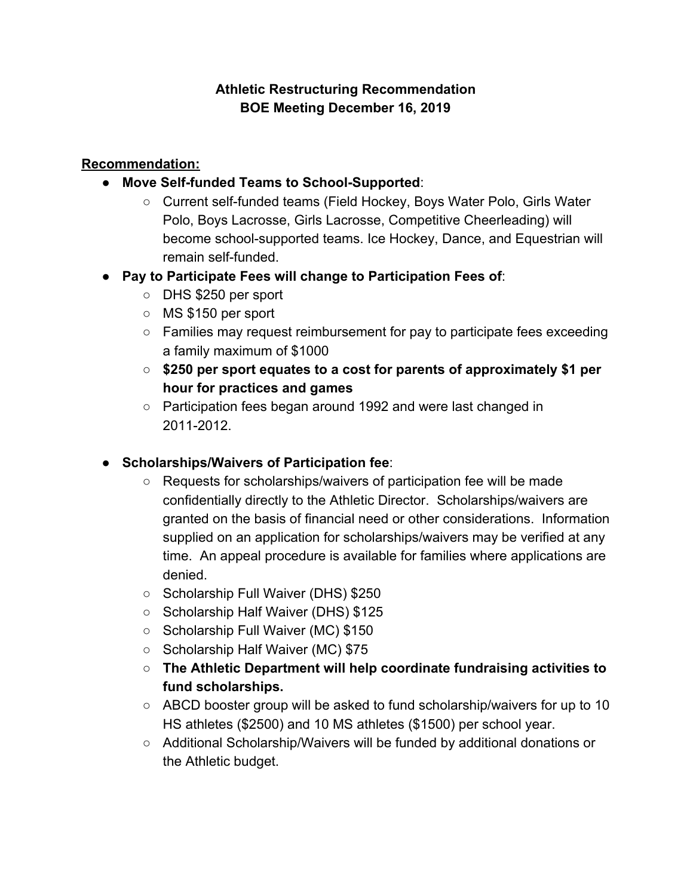**Athletic Restructuring Recommendation**
**BOE Meeting December 16, 2019**

**Recommendation:**

- **Move Self-funded Teams to School-Supported**:
  - Current self-funded teams (Field Hockey, Boys Water Polo, Girls Water Polo, Boys Lacrosse, Girls Lacrosse, Competitive Cheerleading) will become school-supported teams. Ice Hockey, Dance, and Equestrian will remain self-funded.
- **Pay to Participate Fees will change to Participation Fees of**:
  - DHS $250 per sport
  - MS $150 per sport
  - Families may request reimbursement for pay to participate fees exceeding a family maximum of $1000
  - **$250 per sport equates to a cost for parents of approximately $1 per hour for practices and games**
  - Participation fees began around 1992 and were last changed in 2011-2012.
- **Scholarships/Waivers of Participation fee**:
  - Requests for scholarships/waivers of participation fee will be made confidentially directly to the Athletic Director. Scholarships/waivers are granted on the basis of financial need or other considerations. Information supplied on an application for scholarships/waivers may be verified at any time. An appeal procedure is available for families where applications are denied.
  - Scholarship Full Waiver (DHS) $250
  - Scholarship Half Waiver (DHS) $125
  - Scholarship Full Waiver (MC) $150
  - Scholarship Half Waiver (MC) $75
  - **The Athletic Department will help coordinate fundraising activities to fund scholarships.**
  - ABCD booster group will be asked to fund scholarship/waivers for up to 10 HS athletes ($2500) and 10 MS athletes ($1500) per school year.
  - Additional Scholarship/Waivers will be funded by additional donations or the Athletic budget.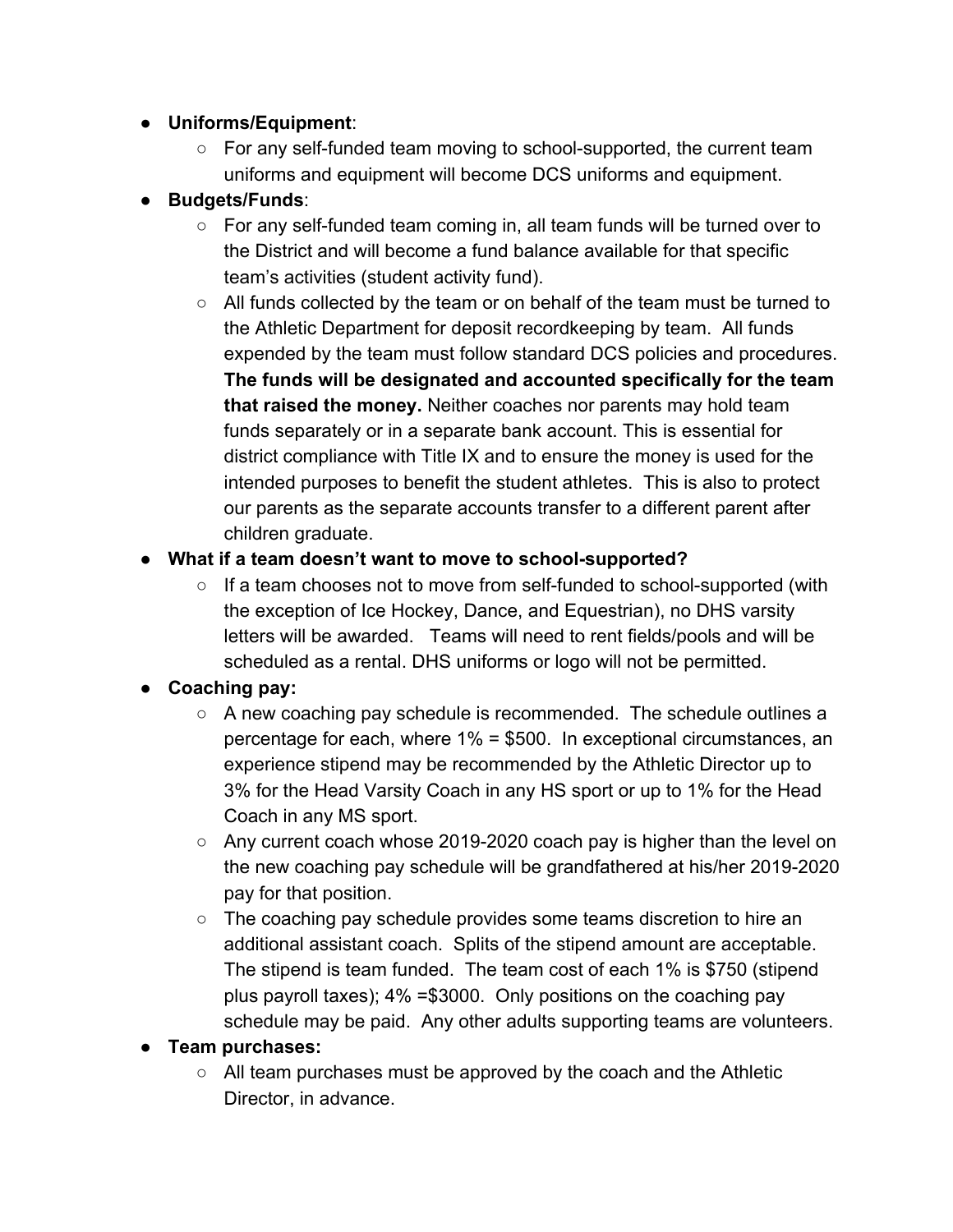- **Uniforms/Equipment**:
  - For any self-funded team moving to school-supported, the current team uniforms and equipment will become DCS uniforms and equipment.
- **Budgets/Funds**:
  - For any self-funded team coming in, all team funds will be turned over to the District and will become a fund balance available for that specific team's activities (student activity fund).
  - All funds collected by the team or on behalf of the team must be turned to the Athletic Department for deposit recordkeeping by team. All funds expended by the team must follow standard DCS policies and procedures. **The funds will be designated and accounted specifically for the team that raised the money.** Neither coaches nor parents may hold team funds separately or in a separate bank account. This is essential for district compliance with Title IX and to ensure the money is used for the intended purposes to benefit the student athletes. This is also to protect our parents as the separate accounts transfer to a different parent after children graduate.
- **What if a team doesn't want to move to school-supported?**
  - If a team chooses not to move from self-funded to school-supported (with the exception of Ice Hockey, Dance, and Equestrian), no DHS varsity letters will be awarded. Teams will need to rent fields/pools and will be scheduled as a rental. DHS uniforms or logo will not be permitted.
- **Coaching pay:**
  - A new coaching pay schedule is recommended. The schedule outlines a percentage for each, where 1% = $500. In exceptional circumstances, an experience stipend may be recommended by the Athletic Director up to 3% for the Head Varsity Coach in any HS sport or up to 1% for the Head Coach in any MS sport.
  - Any current coach whose 2019-2020 coach pay is higher than the level on the new coaching pay schedule will be grandfathered at his/her 2019-2020 pay for that position.
  - The coaching pay schedule provides some teams discretion to hire an additional assistant coach. Splits of the stipend amount are acceptable. The stipend is team funded. The team cost of each 1% is $750 (stipend plus payroll taxes); 4% =$3000. Only positions on the coaching pay schedule may be paid. Any other adults supporting teams are volunteers.
- **Team purchases:**
  - All team purchases must be approved by the coach and the Athletic Director, in advance.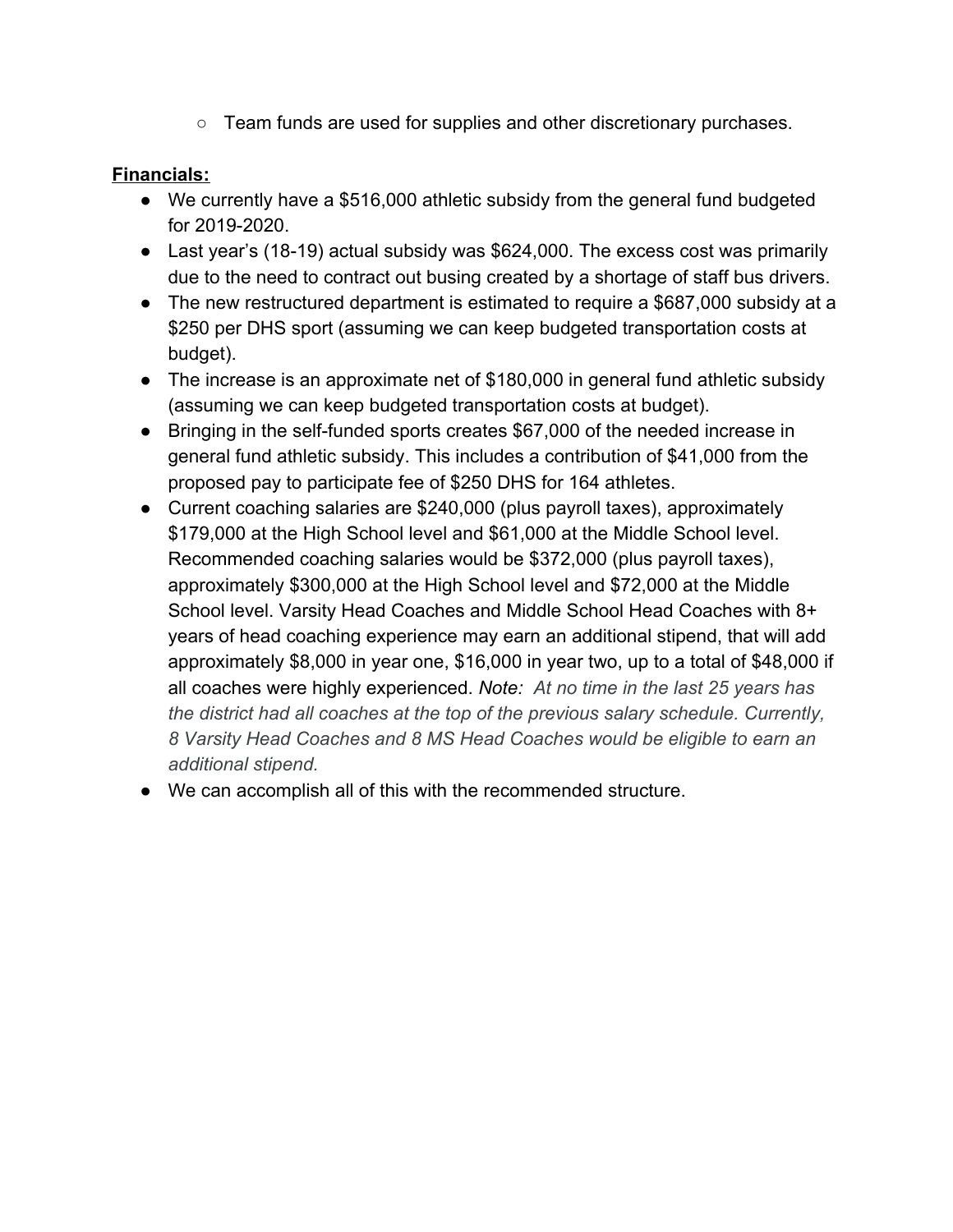- Team funds are used for supplies and other discretionary purchases.

**Financials:**

- We currently have a $516,000 athletic subsidy from the general fund budgeted for 2019-2020.
- Last year's (18-19) actual subsidy was $624,000. The excess cost was primarily due to the need to contract out busing created by a shortage of staff bus drivers.
- The new restructured department is estimated to require a $687,000 subsidy at a $250 per DHS sport (assuming we can keep budgeted transportation costs at budget).
- The increase is an approximate net of $180,000 in general fund athletic subsidy (assuming we can keep budgeted transportation costs at budget).
- Bringing in the self-funded sports creates $67,000 of the needed increase in general fund athletic subsidy. This includes a contribution of $41,000 from the proposed pay to participate fee of $250 DHS for 164 athletes.
- Current coaching salaries are $240,000 (plus payroll taxes), approximately $179,000 at the High School level and $61,000 at the Middle School level. Recommended coaching salaries would be $372,000 (plus payroll taxes), approximately $300,000 at the High School level and $72,000 at the Middle School level. Varsity Head Coaches and Middle School Head Coaches with 8+ years of head coaching experience may earn an additional stipend, that will add approximately $8,000 in year one, $16,000 in year two, up to a total of $48,000 if all coaches were highly experienced. *Note: At no time in the last 25 years has the district had all coaches at the top of the previous salary schedule. Currently, 8 Varsity Head Coaches and 8 MS Head Coaches would be eligible to earn an additional stipend.*
- We can accomplish all of this with the recommended structure.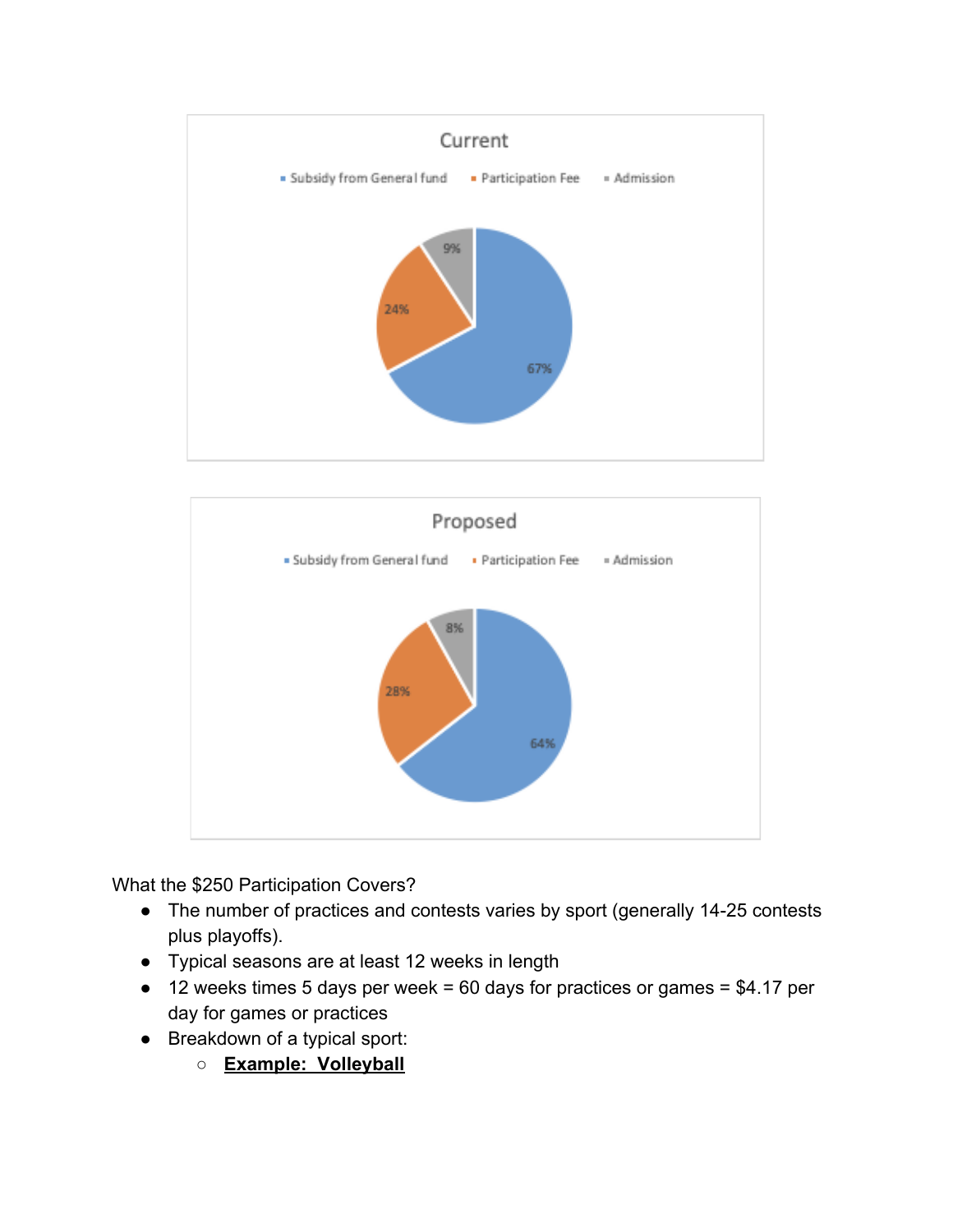**Current**

| | |
|---|---|
| Subsidy from General fund | 67% |
| Participation Fee | 24% |
| Admission | 9% |

**Proposed**

| | |
|---|---|
| Subsidy from General fund | 64% |
| Participation Fee | 28% |
| Admission | 8% |

What the $250 Participation Covers?

- The number of practices and contests varies by sport (generally 14-25 contests plus playoffs).
- Typical seasons are at least 12 weeks in length
- 12 weeks times 5 days per week = 60 days for practices or games = $4.17 per day for games or practices
- Breakdown of a typical sport:
  - **Example:  Volleyball**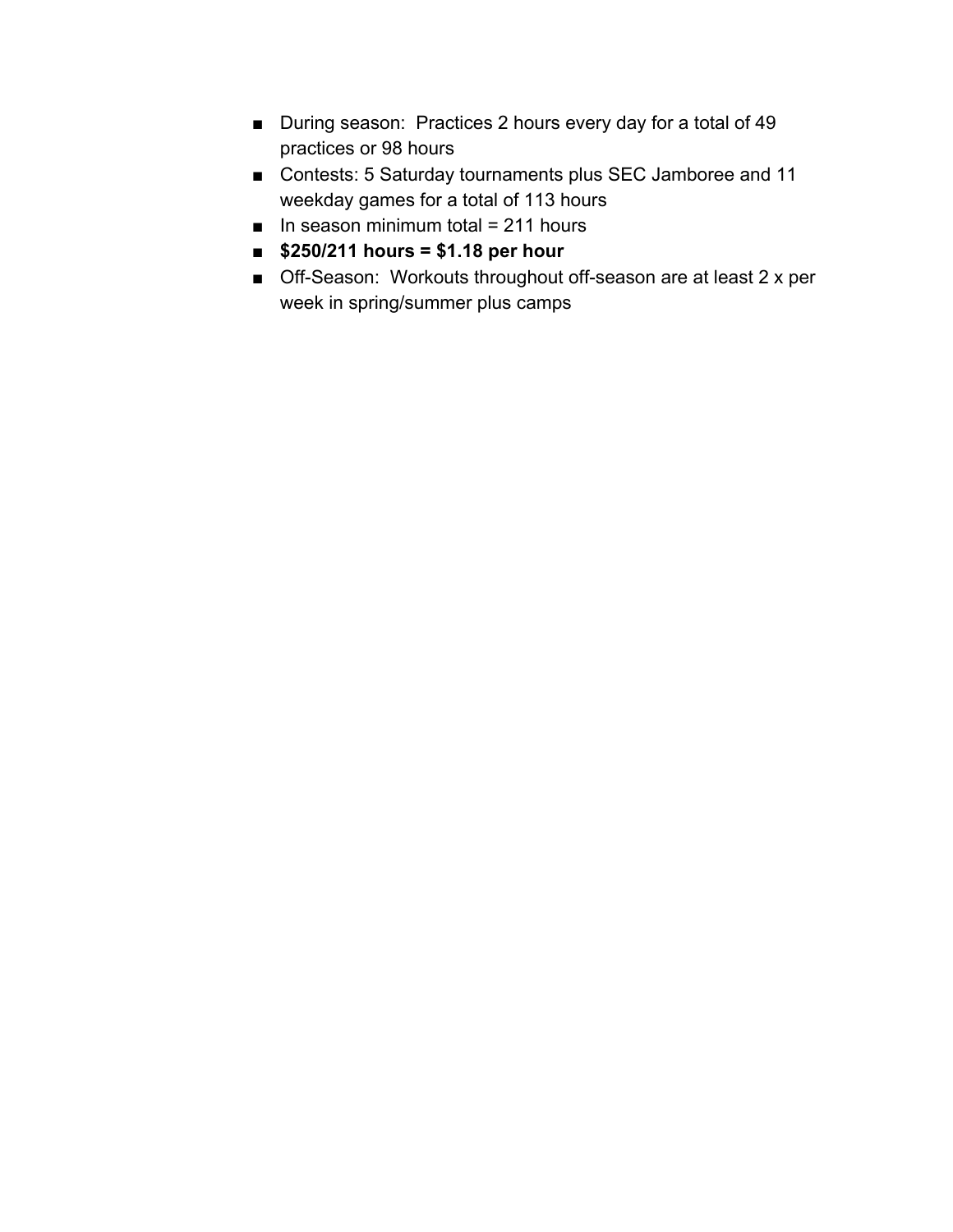- During season: Practices 2 hours every day for a total of 49 practices or 98 hours
- Contests: 5 Saturday tournaments plus SEC Jamboree and 11 weekday games for a total of 113 hours
- In season minimum total = 211 hours
- **$250/211 hours = $1.18 per hour**
- Off-Season: Workouts throughout off-season are at least 2 x per week in spring/summer plus camps